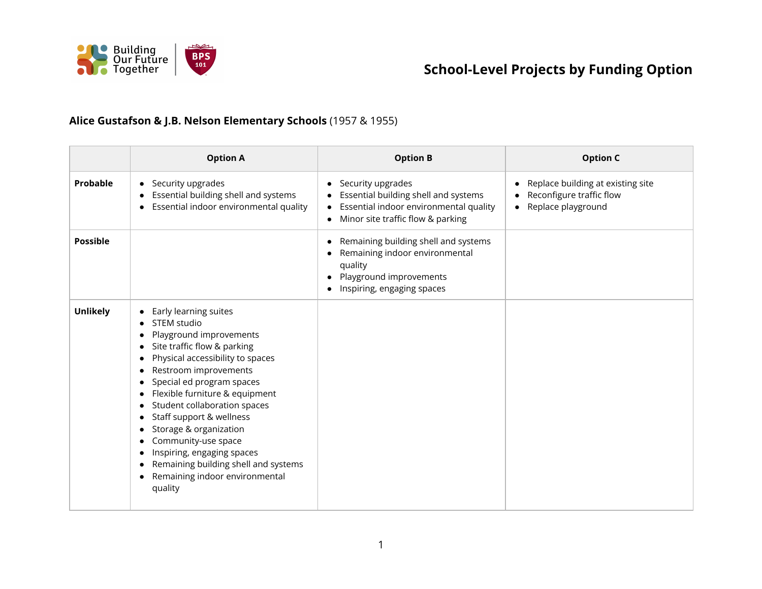# School-Level Projects by Funding Option

**Alice Gustafson & J.B. Nelson Elementary Schools** (1957 & 1955)

| | Option A | Option B | Option C |
|---|---|---|---|
| **Probable** | • Security upgrades<br>• Essential building shell and systems<br>• Essential indoor environmental quality | • Security upgrades<br>• Essential building shell and systems<br>• Essential indoor environmental quality<br>• Minor site traffic flow & parking | • Replace building at existing site<br>• Reconfigure traffic flow<br>• Replace playground |
| **Possible** | | • Remaining building shell and systems<br>• Remaining indoor environmental quality<br>• Playground improvements<br>• Inspiring, engaging spaces | |
| **Unlikely** | • Early learning suites<br>• STEM studio<br>• Playground improvements<br>• Site traffic flow & parking<br>• Physical accessibility to spaces<br>• Restroom improvements<br>• Special ed program spaces<br>• Flexible furniture & equipment<br>• Student collaboration spaces<br>• Staff support & wellness<br>• Storage & organization<br>• Community-use space<br>• Inspiring, engaging spaces<br>• Remaining building shell and systems<br>• Remaining indoor environmental quality | | |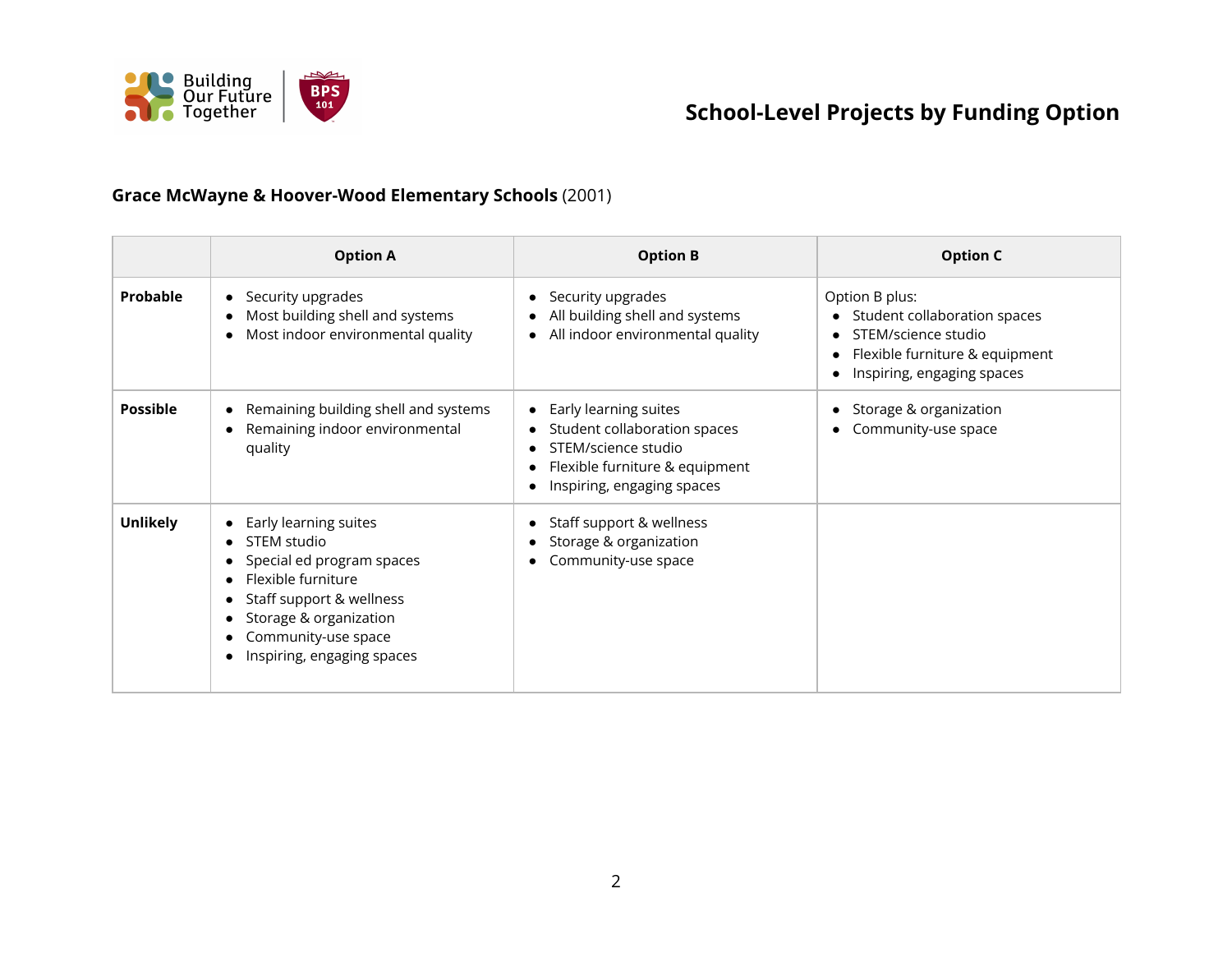# School-Level Projects by Funding Option

**Grace McWayne & Hoover-Wood Elementary Schools** (2001)

| | Option A | Option B | Option C |
|---|---|---|---|
| **Probable** | • Security upgrades<br>• Most building shell and systems<br>• Most indoor environmental quality | • Security upgrades<br>• All building shell and systems<br>• All indoor environmental quality | Option B plus:<br>• Student collaboration spaces<br>• STEM/science studio<br>• Flexible furniture & equipment<br>• Inspiring, engaging spaces |
| **Possible** | • Remaining building shell and systems<br>• Remaining indoor environmental quality | • Early learning suites<br>• Student collaboration spaces<br>• STEM/science studio<br>• Flexible furniture & equipment<br>• Inspiring, engaging spaces | • Storage & organization<br>• Community-use space |
| **Unlikely** | • Early learning suites<br>• STEM studio<br>• Special ed program spaces<br>• Flexible furniture<br>• Staff support & wellness<br>• Storage & organization<br>• Community-use space<br>• Inspiring, engaging spaces | • Staff support & wellness<br>• Storage & organization<br>• Community-use space | |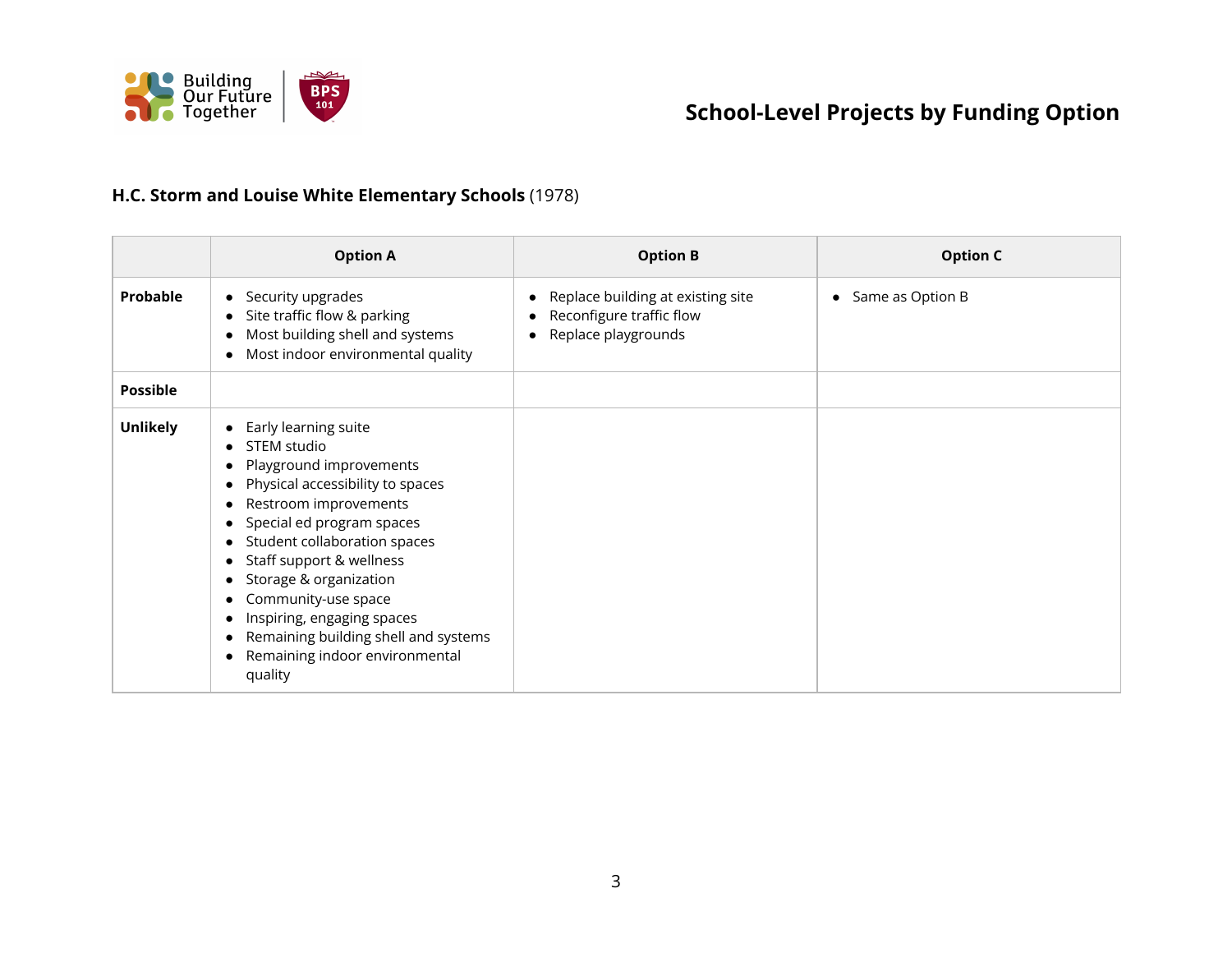## School-Level Projects by Funding Option

### **H.C. Storm and Louise White Elementary Schools** (1978)

| | Option A | Option B | Option C |
|---|---|---|---|
| **Probable** | • Security upgrades<br>• Site traffic flow & parking<br>• Most building shell and systems<br>• Most indoor environmental quality | • Replace building at existing site<br>• Reconfigure traffic flow<br>• Replace playgrounds | • Same as Option B |
| **Possible** | | | |
| **Unlikely** | • Early learning suite<br>• STEM studio<br>• Playground improvements<br>• Physical accessibility to spaces<br>• Restroom improvements<br>• Special ed program spaces<br>• Student collaboration spaces<br>• Staff support & wellness<br>• Storage & organization<br>• Community-use space<br>• Inspiring, engaging spaces<br>• Remaining building shell and systems<br>• Remaining indoor environmental quality | | |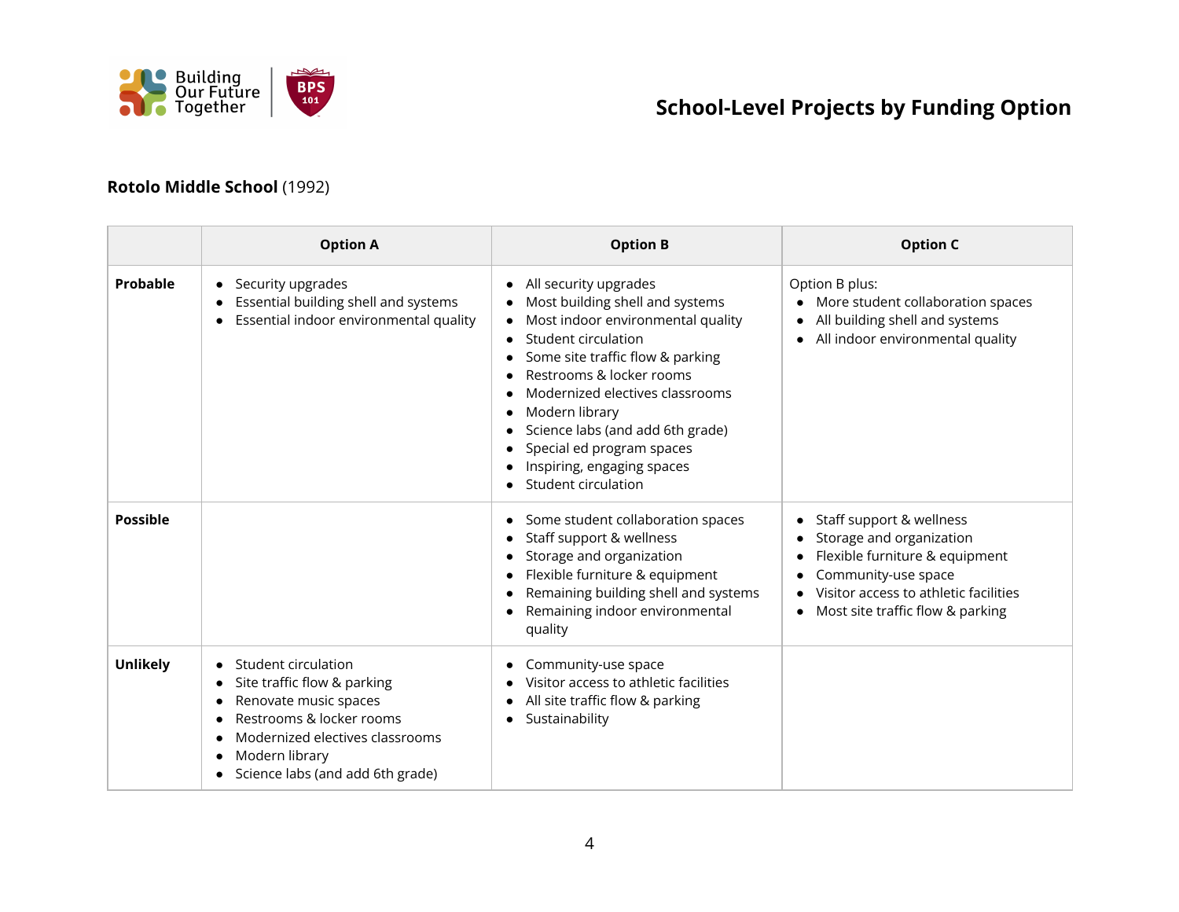# School-Level Projects by Funding Option

**Rotolo Middle School** (1992)

| | Option A | Option B | Option C |
|---|---|---|---|
| **Probable** | • Security upgrades<br>• Essential building shell and systems<br>• Essential indoor environmental quality | • All security upgrades<br>• Most building shell and systems<br>• Most indoor environmental quality<br>• Student circulation<br>• Some site traffic flow & parking<br>• Restrooms & locker rooms<br>• Modernized electives classrooms<br>• Modern library<br>• Science labs (and add 6th grade)<br>• Special ed program spaces<br>• Inspiring, engaging spaces<br>• Student circulation | Option B plus:<br>• More student collaboration spaces<br>• All building shell and systems<br>• All indoor environmental quality |
| **Possible** | | • Some student collaboration spaces<br>• Staff support & wellness<br>• Storage and organization<br>• Flexible furniture & equipment<br>• Remaining building shell and systems<br>• Remaining indoor environmental quality | • Staff support & wellness<br>• Storage and organization<br>• Flexible furniture & equipment<br>• Community-use space<br>• Visitor access to athletic facilities<br>• Most site traffic flow & parking |
| **Unlikely** | • Student circulation<br>• Site traffic flow & parking<br>• Renovate music spaces<br>• Restrooms & locker rooms<br>• Modernized electives classrooms<br>• Modern library<br>• Science labs (and add 6th grade) | • Community-use space<br>• Visitor access to athletic facilities<br>• All site traffic flow & parking<br>• Sustainability | |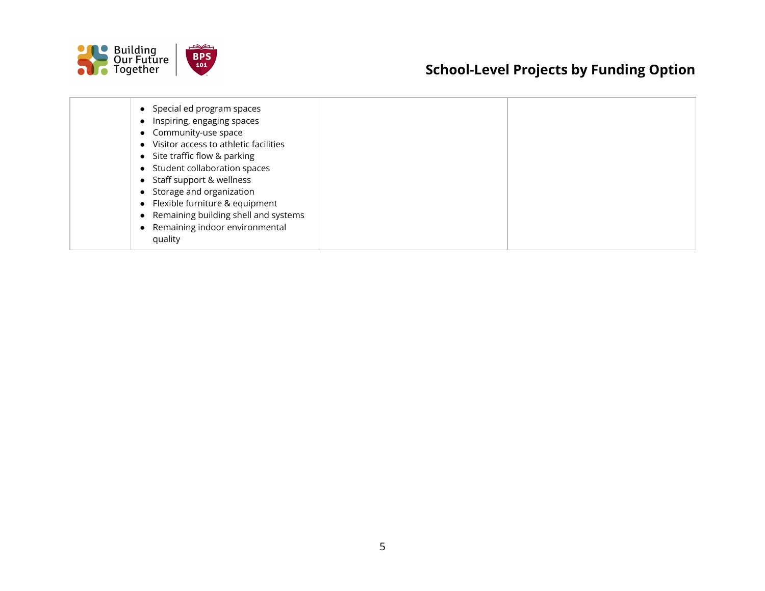## School-Level Projects by Funding Option

| | | | |
|---|---|---|---|
| | • Special ed program spaces<br>• Inspiring, engaging spaces<br>• Community-use space<br>• Visitor access to athletic facilities<br>• Site traffic flow & parking<br>• Student collaboration spaces<br>• Staff support & wellness<br>• Storage and organization<br>• Flexible furniture & equipment<br>• Remaining building shell and systems<br>• Remaining indoor environmental quality | | |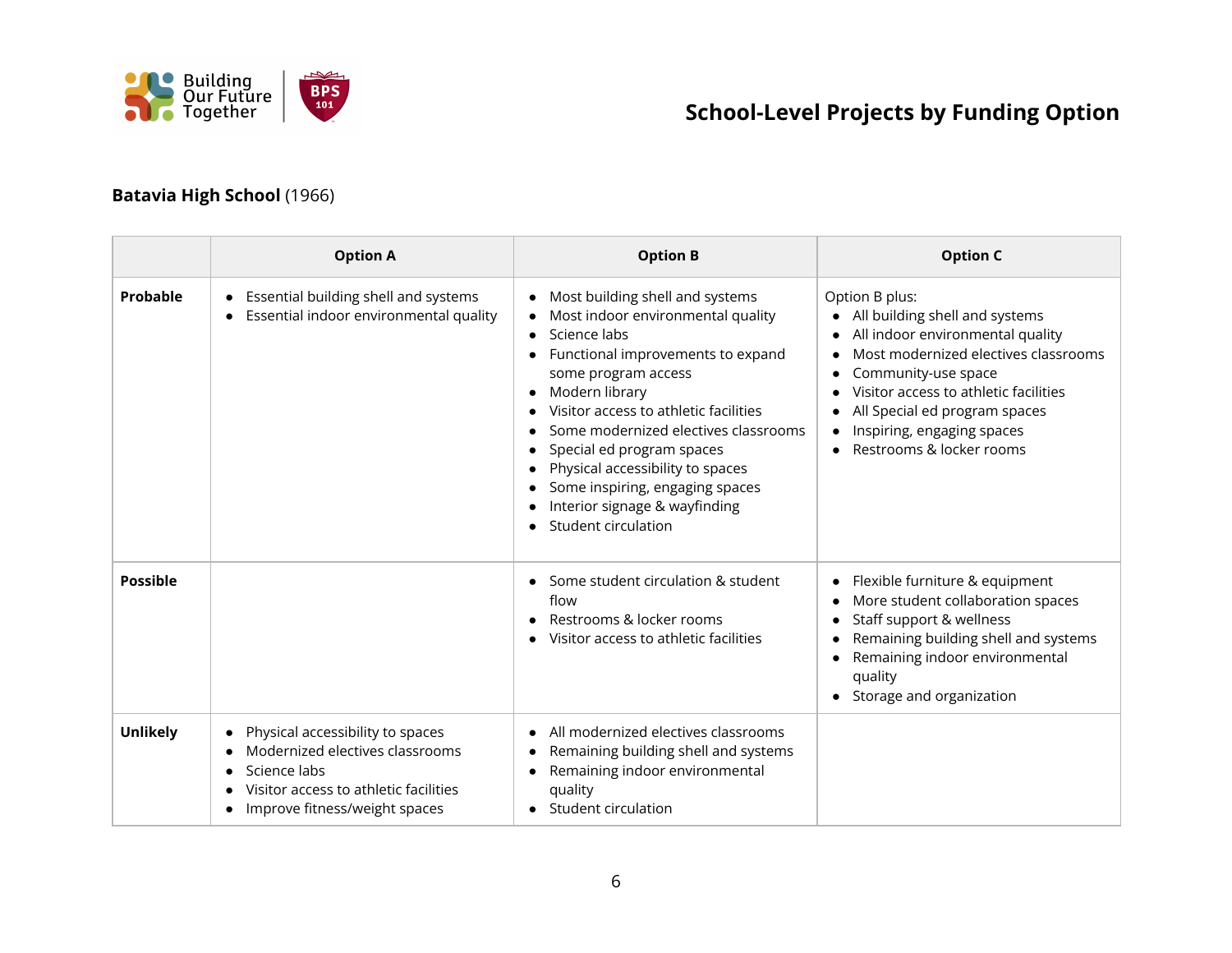# School-Level Projects by Funding Option

**Batavia High School** (1966)

| | Option A | Option B | Option C |
|---|---|---|---|
| **Probable** | • Essential building shell and systems<br>• Essential indoor environmental quality | • Most building shell and systems<br>• Most indoor environmental quality<br>• Science labs<br>• Functional improvements to expand some program access<br>• Modern library<br>• Visitor access to athletic facilities<br>• Some modernized electives classrooms<br>• Special ed program spaces<br>• Physical accessibility to spaces<br>• Some inspiring, engaging spaces<br>• Interior signage & wayfinding<br>• Student circulation | Option B plus:<br>• All building shell and systems<br>• All indoor environmental quality<br>• Most modernized electives classrooms<br>• Community-use space<br>• Visitor access to athletic facilities<br>• All Special ed program spaces<br>• Inspiring, engaging spaces<br>• Restrooms & locker rooms |
| **Possible** | | • Some student circulation & student flow<br>• Restrooms & locker rooms<br>• Visitor access to athletic facilities | • Flexible furniture & equipment<br>• More student collaboration spaces<br>• Staff support & wellness<br>• Remaining building shell and systems<br>• Remaining indoor environmental quality<br>• Storage and organization |
| **Unlikely** | • Physical accessibility to spaces<br>• Modernized electives classrooms<br>• Science labs<br>• Visitor access to athletic facilities<br>• Improve fitness/weight spaces | • All modernized electives classrooms<br>• Remaining building shell and systems<br>• Remaining indoor environmental quality<br>• Student circulation | |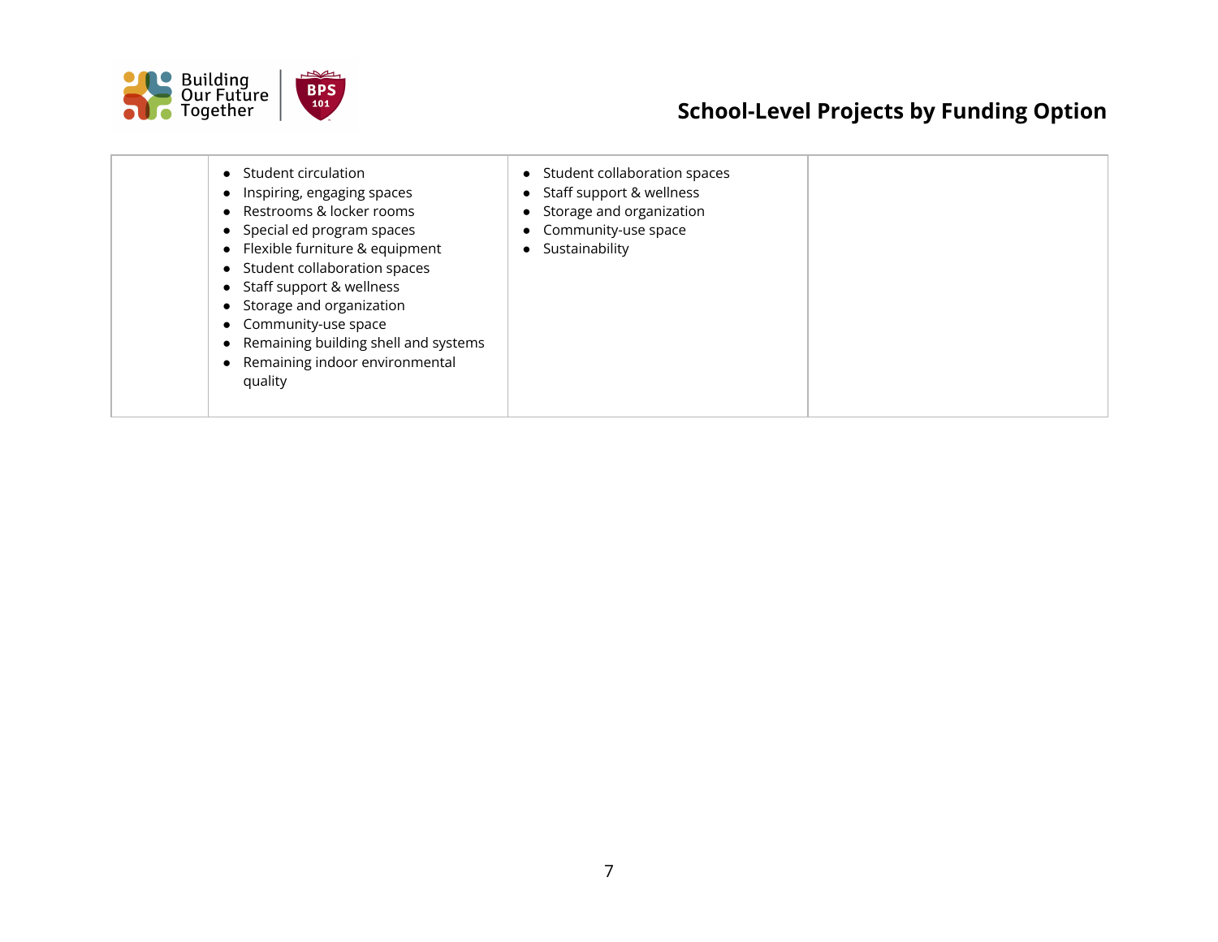| | | | |
|---|---|---|---|
| | • Student circulation<br>• Inspiring, engaging spaces<br>• Restrooms & locker rooms<br>• Special ed program spaces<br>• Flexible furniture & equipment<br>• Student collaboration spaces<br>• Staff support & wellness<br>• Storage and organization<br>• Community-use space<br>• Remaining building shell and systems<br>• Remaining indoor environmental quality | • Student collaboration spaces<br>• Staff support & wellness<br>• Storage and organization<br>• Community-use space<br>• Sustainability | |